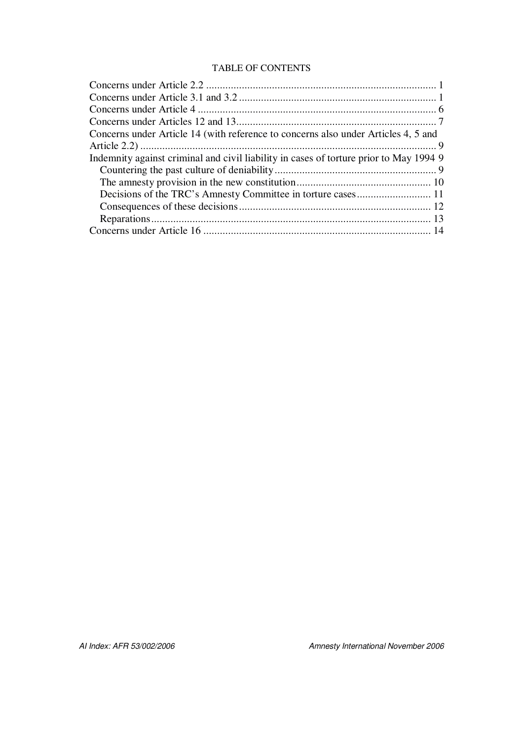TABLE OF CONTENTS

Concerns under Article 2.2 .................................................................................... 1
Concerns under Article 3.1 and 3.2 ........................................................................ 1
Concerns under Article 4 ....................................................................................... 6
Concerns under Articles 12 and 13......................................................................... 7
Concerns under Article 14 (with reference to concerns also under Articles 4, 5 and Article 2.2) ............................................................................................................ 9
Indemnity against criminal and civil liability in cases of torture prior to May 1994 9
- Countering the past culture of deniability........................................................... 9
- The amnesty provision in the new constitution................................................. 10
- Decisions of the TRC's Amnesty Committee in torture cases........................... 11
- Consequences of these decisions...................................................................... 12
- Reparations...................................................................................................... 13

Concerns under Article 16 .................................................................................... 14

AI Index: AFR 53/002/2006 Amnesty International November 2006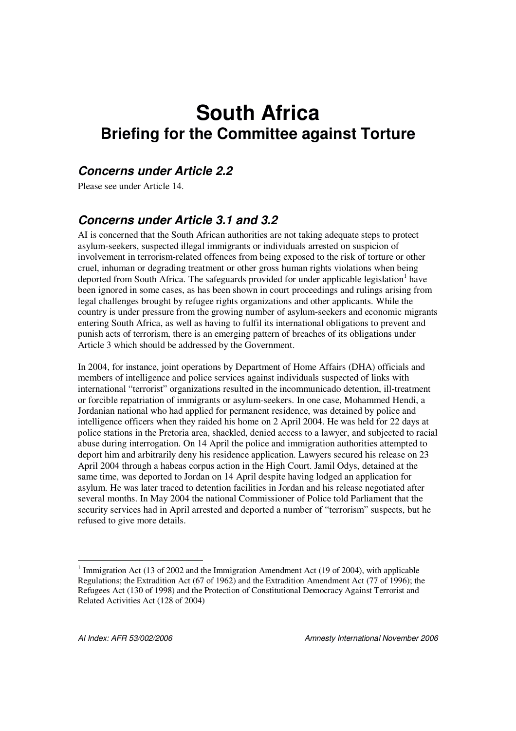# South Africa

## Briefing for the Committee against Torture

### *Concerns under Article 2.2*

Please see under Article 14.

### *Concerns under Article 3.1 and 3.2*

AI is concerned that the South African authorities are not taking adequate steps to protect asylum-seekers, suspected illegal immigrants or individuals arrested on suspicion of involvement in terrorism-related offences from being exposed to the risk of torture or other cruel, inhuman or degrading treatment or other gross human rights violations when being deported from South Africa. The safeguards provided for under applicable legislation[1] have been ignored in some cases, as has been shown in court proceedings and rulings arising from legal challenges brought by refugee rights organizations and other applicants. While the country is under pressure from the growing number of asylum-seekers and economic migrants entering South Africa, as well as having to fulfil its international obligations to prevent and punish acts of terrorism, there is an emerging pattern of breaches of its obligations under Article 3 which should be addressed by the Government.

In 2004, for instance, joint operations by Department of Home Affairs (DHA) officials and members of intelligence and police services against individuals suspected of links with international "terrorist" organizations resulted in the incommunicado detention, ill-treatment or forcible repatriation of immigrants or asylum-seekers. In one case, Mohammed Hendi, a Jordanian national who had applied for permanent residence, was detained by police and intelligence officers when they raided his home on 2 April 2004. He was held for 22 days at police stations in the Pretoria area, shackled, denied access to a lawyer, and subjected to racial abuse during interrogation. On 14 April the police and immigration authorities attempted to deport him and arbitrarily deny his residence application. Lawyers secured his release on 23 April 2004 through a habeas corpus action in the High Court. Jamil Odys, detained at the same time, was deported to Jordan on 14 April despite having lodged an application for asylum. He was later traced to detention facilities in Jordan and his release negotiated after several months. In May 2004 the national Commissioner of Police told Parliament that the security services had in April arrested and deported a number of "terrorism" suspects, but he refused to give more details.

---

[1] Immigration Act (13 of 2002 and the Immigration Amendment Act (19 of 2004), with applicable Regulations; the Extradition Act (67 of 1962) and the Extradition Amendment Act (77 of 1996); the Refugees Act (130 of 1998) and the Protection of Constitutional Democracy Against Terrorist and Related Activities Act (128 of 2004)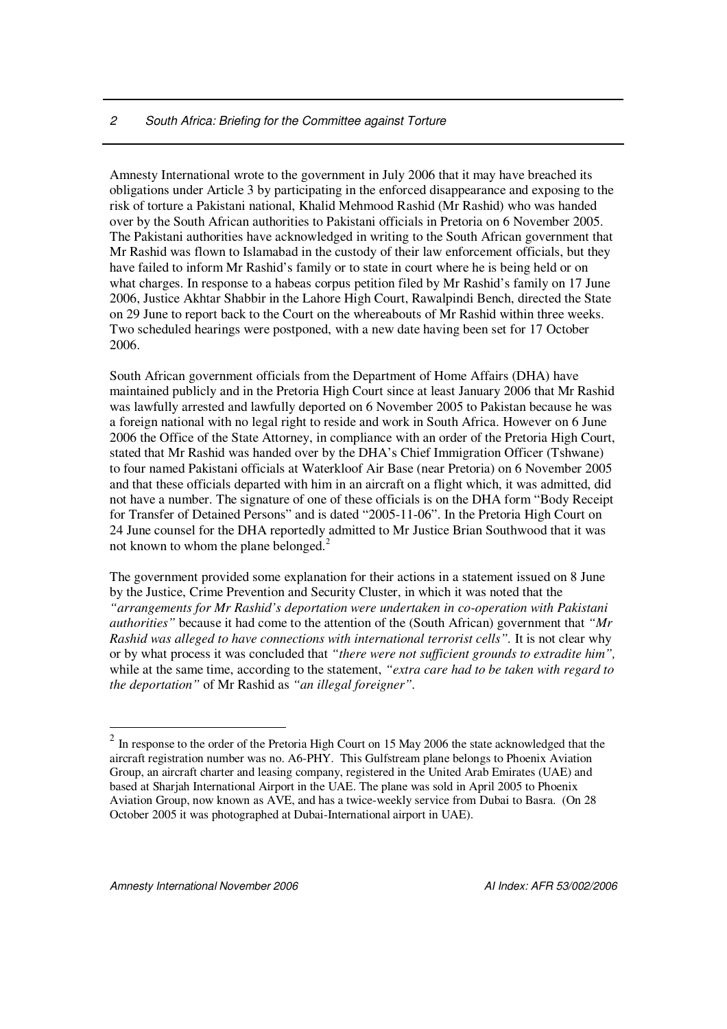Amnesty International wrote to the government in July 2006 that it may have breached its obligations under Article 3 by participating in the enforced disappearance and exposing to the risk of torture a Pakistani national, Khalid Mehmood Rashid (Mr Rashid) who was handed over by the South African authorities to Pakistani officials in Pretoria on 6 November 2005. The Pakistani authorities have acknowledged in writing to the South African government that Mr Rashid was flown to Islamabad in the custody of their law enforcement officials, but they have failed to inform Mr Rashid's family or to state in court where he is being held or on what charges. In response to a habeas corpus petition filed by Mr Rashid's family on 17 June 2006, Justice Akhtar Shabbir in the Lahore High Court, Rawalpindi Bench, directed the State on 29 June to report back to the Court on the whereabouts of Mr Rashid within three weeks. Two scheduled hearings were postponed, with a new date having been set for 17 October 2006.

South African government officials from the Department of Home Affairs (DHA) have maintained publicly and in the Pretoria High Court since at least January 2006 that Mr Rashid was lawfully arrested and lawfully deported on 6 November 2005 to Pakistan because he was a foreign national with no legal right to reside and work in South Africa. However on 6 June 2006 the Office of the State Attorney, in compliance with an order of the Pretoria High Court, stated that Mr Rashid was handed over by the DHA's Chief Immigration Officer (Tshwane) to four named Pakistani officials at Waterkloof Air Base (near Pretoria) on 6 November 2005 and that these officials departed with him in an aircraft on a flight which, it was admitted, did not have a number. The signature of one of these officials is on the DHA form "Body Receipt for Transfer of Detained Persons" and is dated "2005-11-06". In the Pretoria High Court on 24 June counsel for the DHA reportedly admitted to Mr Justice Brian Southwood that it was not known to whom the plane belonged.[2]

The government provided some explanation for their actions in a statement issued on 8 June by the Justice, Crime Prevention and Security Cluster, in which it was noted that the *"arrangements for Mr Rashid's deportation were undertaken in co-operation with Pakistani authorities"* because it had come to the attention of the (South African) government that *"Mr Rashid was alleged to have connections with international terrorist cells"*. It is not clear why or by what process it was concluded that *"there were not sufficient grounds to extradite him",* while at the same time, according to the statement, *"extra care had to be taken with regard to the deportation"* of Mr Rashid as *"an illegal foreigner"*.

---

[2] In response to the order of the Pretoria High Court on 15 May 2006 the state acknowledged that the aircraft registration number was no. A6-PHY. This Gulfstream plane belongs to Phoenix Aviation Group, an aircraft charter and leasing company, registered in the United Arab Emirates (UAE) and based at Sharjah International Airport in the UAE. The plane was sold in April 2005 to Phoenix Aviation Group, now known as AVE, and has a twice-weekly service from Dubai to Basra. (On 28 October 2005 it was photographed at Dubai-International airport in UAE).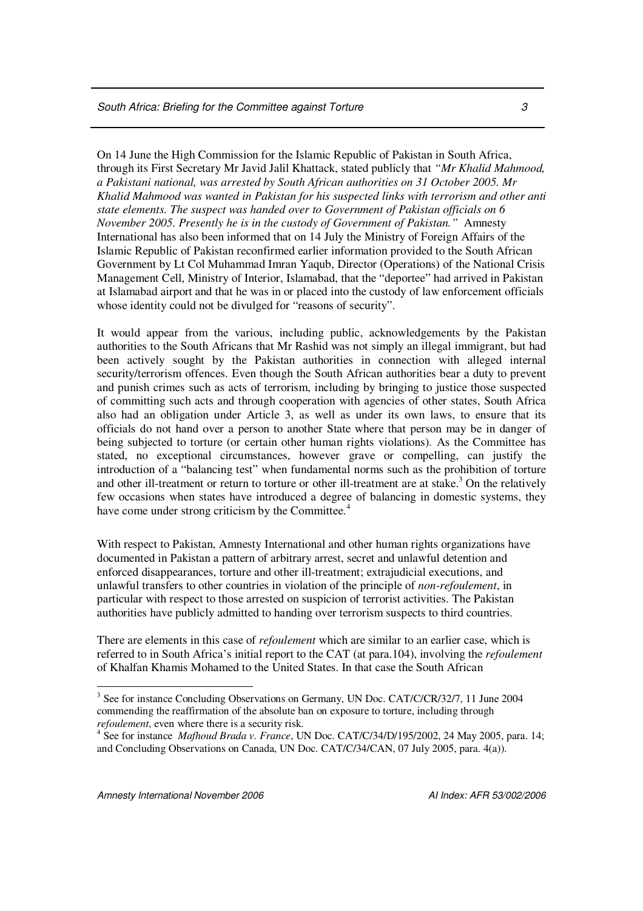On 14 June the High Commission for the Islamic Republic of Pakistan in South Africa, through its First Secretary Mr Javid Jalil Khattack, stated publicly that *"Mr Khalid Mahmood, a Pakistani national, was arrested by South African authorities on 31 October 2005. Mr Khalid Mahmood was wanted in Pakistan for his suspected links with terrorism and other anti state elements. The suspect was handed over to Government of Pakistan officials on 6 November 2005. Presently he is in the custody of Government of Pakistan."* Amnesty International has also been informed that on 14 July the Ministry of Foreign Affairs of the Islamic Republic of Pakistan reconfirmed earlier information provided to the South African Government by Lt Col Muhammad Imran Yaqub, Director (Operations) of the National Crisis Management Cell, Ministry of Interior, Islamabad, that the "deportee" had arrived in Pakistan at Islamabad airport and that he was in or placed into the custody of law enforcement officials whose identity could not be divulged for "reasons of security".

It would appear from the various, including public, acknowledgements by the Pakistan authorities to the South Africans that Mr Rashid was not simply an illegal immigrant, but had been actively sought by the Pakistan authorities in connection with alleged internal security/terrorism offences. Even though the South African authorities bear a duty to prevent and punish crimes such as acts of terrorism, including by bringing to justice those suspected of committing such acts and through cooperation with agencies of other states, South Africa also had an obligation under Article 3, as well as under its own laws, to ensure that its officials do not hand over a person to another State where that person may be in danger of being subjected to torture (or certain other human rights violations). As the Committee has stated, no exceptional circumstances, however grave or compelling, can justify the introduction of a "balancing test" when fundamental norms such as the prohibition of torture and other ill-treatment or return to torture or other ill-treatment are at stake.[3] On the relatively few occasions when states have introduced a degree of balancing in domestic systems, they have come under strong criticism by the Committee.[4]

With respect to Pakistan, Amnesty International and other human rights organizations have documented in Pakistan a pattern of arbitrary arrest, secret and unlawful detention and enforced disappearances, torture and other ill-treatment; extrajudicial executions, and unlawful transfers to other countries in violation of the principle of *non-refoulement*, in particular with respect to those arrested on suspicion of terrorist activities. The Pakistan authorities have publicly admitted to handing over terrorism suspects to third countries.

There are elements in this case of *refoulement* which are similar to an earlier case, which is referred to in South Africa's initial report to the CAT (at para.104), involving the *refoulement* of Khalfan Khamis Mohamed to the United States. In that case the South African

---

[3] See for instance Concluding Observations on Germany, UN Doc. CAT/C/CR/32/7, 11 June 2004 commending the reaffirmation of the absolute ban on exposure to torture, including through *refoulement*, even where there is a security risk.

[4] See for instance *Mafhoud Brada v. France*, UN Doc. CAT/C/34/D/195/2002, 24 May 2005, para. 14; and Concluding Observations on Canada, UN Doc. CAT/C/34/CAN, 07 July 2005, para. 4(a)).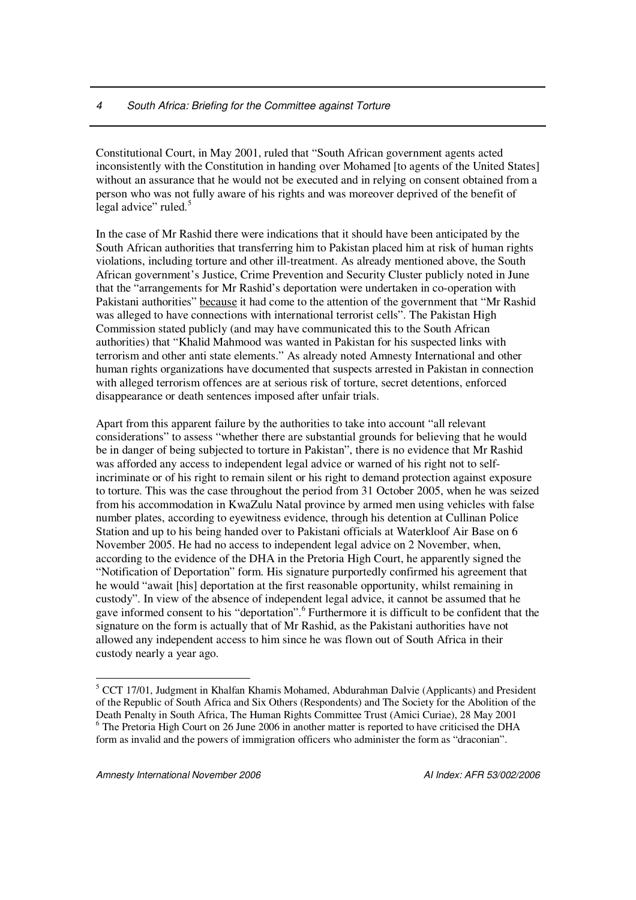Constitutional Court, in May 2001, ruled that "South African government agents acted inconsistently with the Constitution in handing over Mohamed [to agents of the United States] without an assurance that he would not be executed and in relying on consent obtained from a person who was not fully aware of his rights and was moreover deprived of the benefit of legal advice" ruled.[5]

In the case of Mr Rashid there were indications that it should have been anticipated by the South African authorities that transferring him to Pakistan placed him at risk of human rights violations, including torture and other ill-treatment. As already mentioned above, the South African government's Justice, Crime Prevention and Security Cluster publicly noted in June that the "arrangements for Mr Rashid's deportation were undertaken in co-operation with Pakistani authorities" because it had come to the attention of the government that "Mr Rashid was alleged to have connections with international terrorist cells". The Pakistan High Commission stated publicly (and may have communicated this to the South African authorities) that "Khalid Mahmood was wanted in Pakistan for his suspected links with terrorism and other anti state elements." As already noted Amnesty International and other human rights organizations have documented that suspects arrested in Pakistan in connection with alleged terrorism offences are at serious risk of torture, secret detentions, enforced disappearance or death sentences imposed after unfair trials.

Apart from this apparent failure by the authorities to take into account "all relevant considerations" to assess "whether there are substantial grounds for believing that he would be in danger of being subjected to torture in Pakistan", there is no evidence that Mr Rashid was afforded any access to independent legal advice or warned of his right not to self-incriminate or of his right to remain silent or his right to demand protection against exposure to torture. This was the case throughout the period from 31 October 2005, when he was seized from his accommodation in KwaZulu Natal province by armed men using vehicles with false number plates, according to eyewitness evidence, through his detention at Cullinan Police Station and up to his being handed over to Pakistani officials at Waterkloof Air Base on 6 November 2005. He had no access to independent legal advice on 2 November, when, according to the evidence of the DHA in the Pretoria High Court, he apparently signed the "Notification of Deportation" form. His signature purportedly confirmed his agreement that he would "await [his] deportation at the first reasonable opportunity, whilst remaining in custody". In view of the absence of independent legal advice, it cannot be assumed that he gave informed consent to his "deportation".[6] Furthermore it is difficult to be confident that the signature on the form is actually that of Mr Rashid, as the Pakistani authorities have not allowed any independent access to him since he was flown out of South Africa in their custody nearly a year ago.

---

[5] CCT 17/01, Judgment in Khalfan Khamis Mohamed, Abdurahman Dalvie (Applicants) and President of the Republic of South Africa and Six Others (Respondents) and The Society for the Abolition of the Death Penalty in South Africa, The Human Rights Committee Trust (Amici Curiae), 28 May 2001

[6] The Pretoria High Court on 26 June 2006 in another matter is reported to have criticised the DHA form as invalid and the powers of immigration officers who administer the form as "draconian".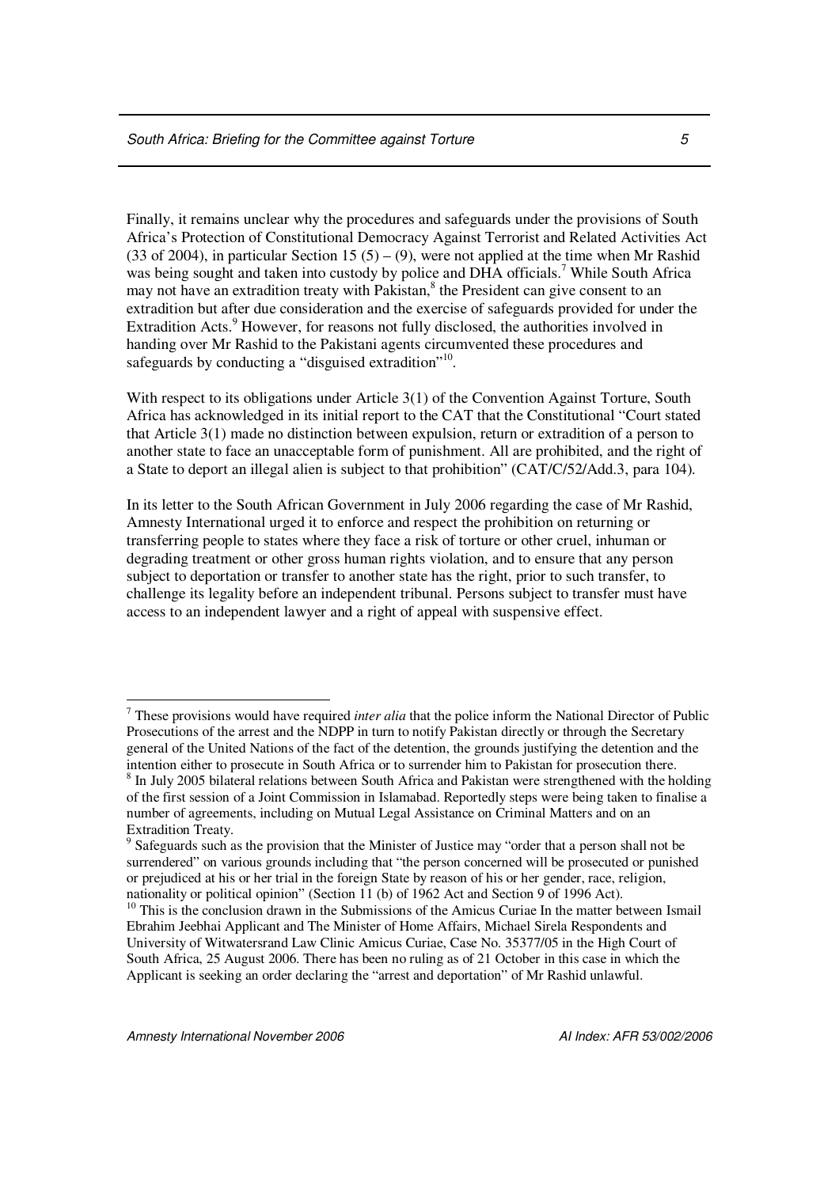Finally, it remains unclear why the procedures and safeguards under the provisions of South Africa's Protection of Constitutional Democracy Against Terrorist and Related Activities Act (33 of 2004), in particular Section 15 (5) – (9), were not applied at the time when Mr Rashid was being sought and taken into custody by police and DHA officials.[7] While South Africa may not have an extradition treaty with Pakistan,[8] the President can give consent to an extradition but after due consideration and the exercise of safeguards provided for under the Extradition Acts.[9] However, for reasons not fully disclosed, the authorities involved in handing over Mr Rashid to the Pakistani agents circumvented these procedures and safeguards by conducting a "disguised extradition"[10].

With respect to its obligations under Article 3(1) of the Convention Against Torture, South Africa has acknowledged in its initial report to the CAT that the Constitutional "Court stated that Article 3(1) made no distinction between expulsion, return or extradition of a person to another state to face an unacceptable form of punishment. All are prohibited, and the right of a State to deport an illegal alien is subject to that prohibition" (CAT/C/52/Add.3, para 104).

In its letter to the South African Government in July 2006 regarding the case of Mr Rashid, Amnesty International urged it to enforce and respect the prohibition on returning or transferring people to states where they face a risk of torture or other cruel, inhuman or degrading treatment or other gross human rights violation, and to ensure that any person subject to deportation or transfer to another state has the right, prior to such transfer, to challenge its legality before an independent tribunal. Persons subject to transfer must have access to an independent lawyer and a right of appeal with suspensive effect.

---

[7] These provisions would have required *inter alia* that the police inform the National Director of Public Prosecutions of the arrest and the NDPP in turn to notify Pakistan directly or through the Secretary general of the United Nations of the fact of the detention, the grounds justifying the detention and the intention either to prosecute in South Africa or to surrender him to Pakistan for prosecution there.

[8] In July 2005 bilateral relations between South Africa and Pakistan were strengthened with the holding of the first session of a Joint Commission in Islamabad. Reportedly steps were being taken to finalise a number of agreements, including on Mutual Legal Assistance on Criminal Matters and on an Extradition Treaty.

[9] Safeguards such as the provision that the Minister of Justice may "order that a person shall not be surrendered" on various grounds including that "the person concerned will be prosecuted or punished or prejudiced at his or her trial in the foreign State by reason of his or her gender, race, religion, nationality or political opinion" (Section 11 (b) of 1962 Act and Section 9 of 1996 Act).

[10] This is the conclusion drawn in the Submissions of the Amicus Curiae In the matter between Ismail Ebrahim Jeebhai Applicant and The Minister of Home Affairs, Michael Sirela Respondents and University of Witwatersrand Law Clinic Amicus Curiae, Case No. 35377/05 in the High Court of South Africa, 25 August 2006. There has been no ruling as of 21 October in this case in which the Applicant is seeking an order declaring the "arrest and deportation" of Mr Rashid unlawful.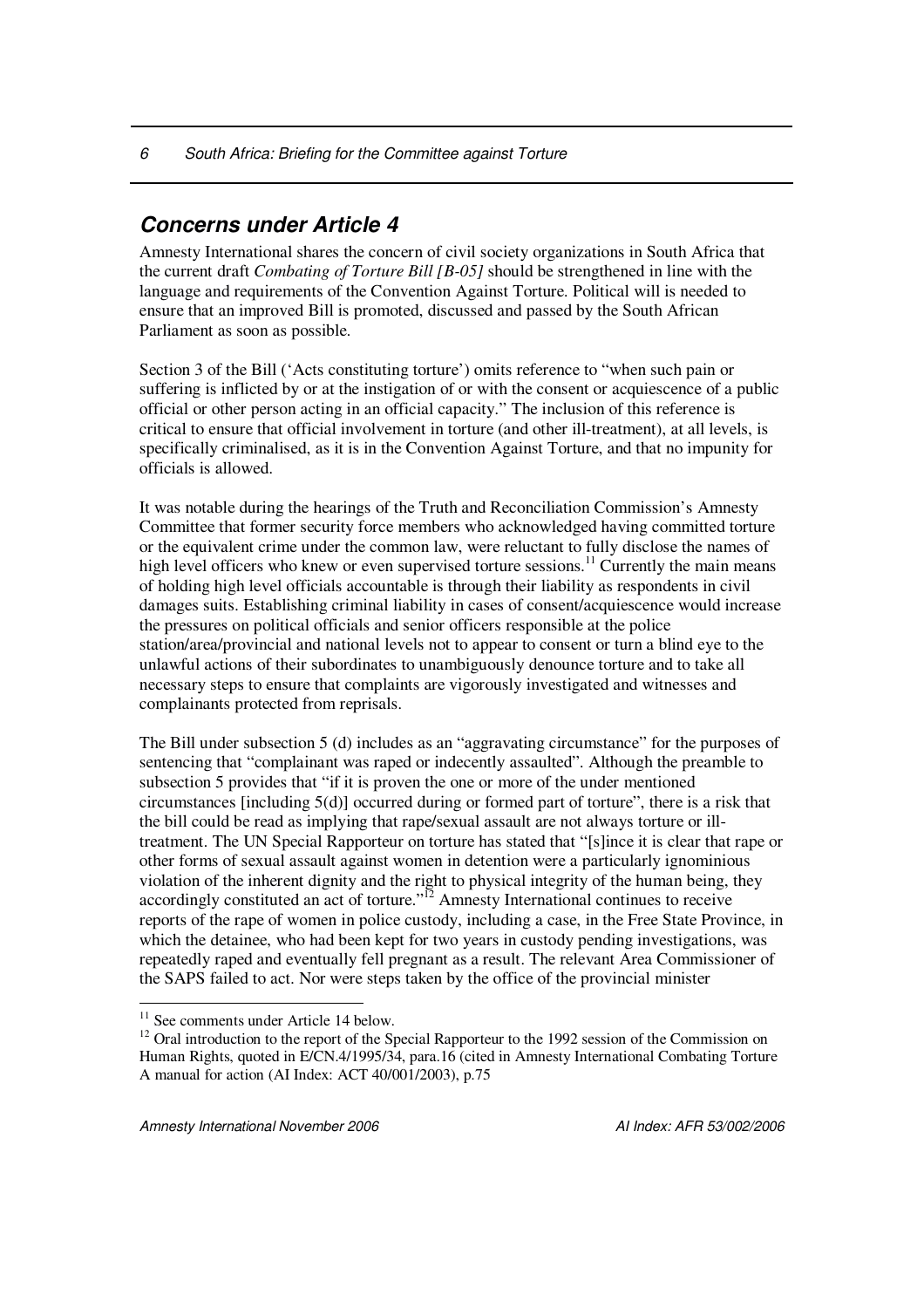## Concerns under Article 4

Amnesty International shares the concern of civil society organizations in South Africa that the current draft *Combating of Torture Bill [B-05]* should be strengthened in line with the language and requirements of the Convention Against Torture. Political will is needed to ensure that an improved Bill is promoted, discussed and passed by the South African Parliament as soon as possible.

Section 3 of the Bill ('Acts constituting torture') omits reference to "when such pain or suffering is inflicted by or at the instigation of or with the consent or acquiescence of a public official or other person acting in an official capacity." The inclusion of this reference is critical to ensure that official involvement in torture (and other ill-treatment), at all levels, is specifically criminalised, as it is in the Convention Against Torture, and that no impunity for officials is allowed.

It was notable during the hearings of the Truth and Reconciliation Commission's Amnesty Committee that former security force members who acknowledged having committed torture or the equivalent crime under the common law, were reluctant to fully disclose the names of high level officers who knew or even supervised torture sessions.[11] Currently the main means of holding high level officials accountable is through their liability as respondents in civil damages suits. Establishing criminal liability in cases of consent/acquiescence would increase the pressures on political officials and senior officers responsible at the police station/area/provincial and national levels not to appear to consent or turn a blind eye to the unlawful actions of their subordinates to unambiguously denounce torture and to take all necessary steps to ensure that complaints are vigorously investigated and witnesses and complainants protected from reprisals.

The Bill under subsection 5 (d) includes as an "aggravating circumstance" for the purposes of sentencing that "complainant was raped or indecently assaulted". Although the preamble to subsection 5 provides that "if it is proven the one or more of the under mentioned circumstances [including 5(d)] occurred during or formed part of torture", there is a risk that the bill could be read as implying that rape/sexual assault are not always torture or ill-treatment. The UN Special Rapporteur on torture has stated that "[s]ince it is clear that rape or other forms of sexual assault against women in detention were a particularly ignominious violation of the inherent dignity and the right to physical integrity of the human being, they accordingly constituted an act of torture."[12] Amnesty International continues to receive reports of the rape of women in police custody, including a case, in the Free State Province, in which the detainee, who had been kept for two years in custody pending investigations, was repeatedly raped and eventually fell pregnant as a result. The relevant Area Commissioner of the SAPS failed to act. Nor were steps taken by the office of the provincial minister

---

[11] See comments under Article 14 below.

[12] Oral introduction to the report of the Special Rapporteur to the 1992 session of the Commission on Human Rights, quoted in E/CN.4/1995/34, para.16 (cited in Amnesty International Combating Torture A manual for action (AI Index: ACT 40/001/2003), p.75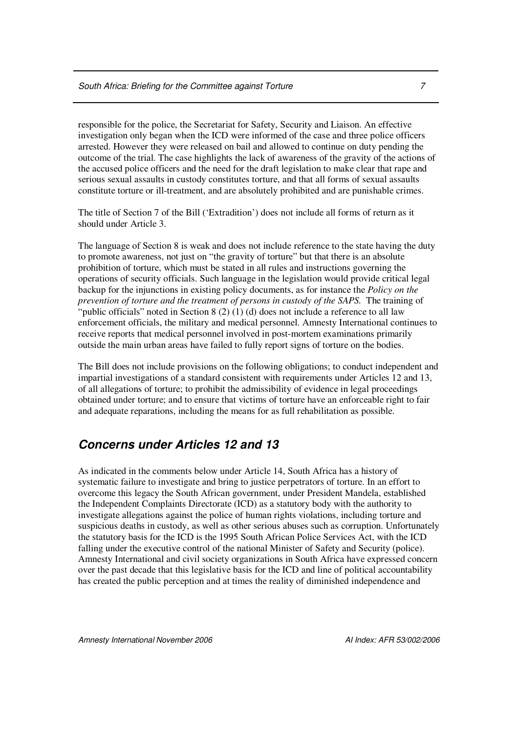responsible for the police, the Secretariat for Safety, Security and Liaison. An effective investigation only began when the ICD were informed of the case and three police officers arrested. However they were released on bail and allowed to continue on duty pending the outcome of the trial. The case highlights the lack of awareness of the gravity of the actions of the accused police officers and the need for the draft legislation to make clear that rape and serious sexual assaults in custody constitutes torture, and that all forms of sexual assaults constitute torture or ill-treatment, and are absolutely prohibited and are punishable crimes.

The title of Section 7 of the Bill ('Extradition') does not include all forms of return as it should under Article 3.

The language of Section 8 is weak and does not include reference to the state having the duty to promote awareness, not just on "the gravity of torture" but that there is an absolute prohibition of torture, which must be stated in all rules and instructions governing the operations of security officials. Such language in the legislation would provide critical legal backup for the injunctions in existing policy documents, as for instance the *Policy on the prevention of torture and the treatment of persons in custody of the SAPS.* The training of "public officials" noted in Section 8 (2) (1) (d) does not include a reference to all law enforcement officials, the military and medical personnel. Amnesty International continues to receive reports that medical personnel involved in post-mortem examinations primarily outside the main urban areas have failed to fully report signs of torture on the bodies.

The Bill does not include provisions on the following obligations; to conduct independent and impartial investigations of a standard consistent with requirements under Articles 12 and 13, of all allegations of torture; to prohibit the admissibility of evidence in legal proceedings obtained under torture; and to ensure that victims of torture have an enforceable right to fair and adequate reparations, including the means for as full rehabilitation as possible.

## *Concerns under Articles 12 and 13*

As indicated in the comments below under Article 14, South Africa has a history of systematic failure to investigate and bring to justice perpetrators of torture. In an effort to overcome this legacy the South African government, under President Mandela, established the Independent Complaints Directorate (ICD) as a statutory body with the authority to investigate allegations against the police of human rights violations, including torture and suspicious deaths in custody, as well as other serious abuses such as corruption. Unfortunately the statutory basis for the ICD is the 1995 South African Police Services Act, with the ICD falling under the executive control of the national Minister of Safety and Security (police). Amnesty International and civil society organizations in South Africa have expressed concern over the past decade that this legislative basis for the ICD and line of political accountability has created the public perception and at times the reality of diminished independence and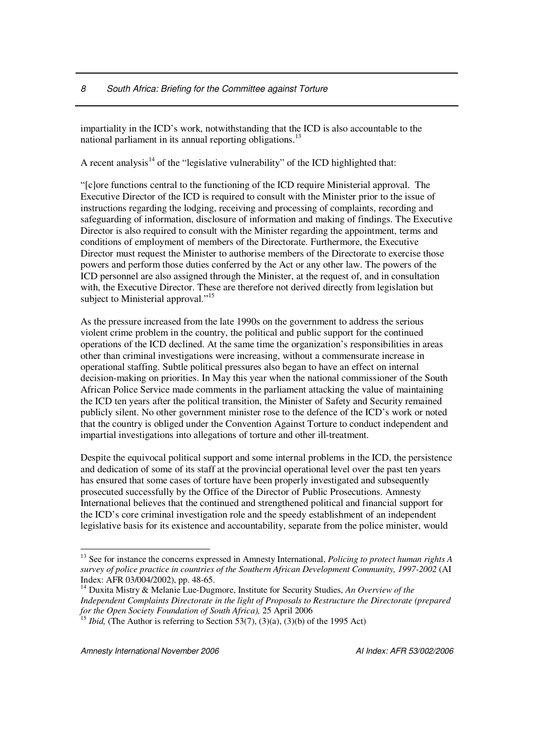impartiality in the ICD's work, notwithstanding that the ICD is also accountable to the national parliament in its annual reporting obligations.[13]

A recent analysis[14] of the "legislative vulnerability" of the ICD highlighted that:

"[c]ore functions central to the functioning of the ICD require Ministerial approval. The Executive Director of the ICD is required to consult with the Minister prior to the issue of instructions regarding the lodging, receiving and processing of complaints, recording and safeguarding of information, disclosure of information and making of findings. The Executive Director is also required to consult with the Minister regarding the appointment, terms and conditions of employment of members of the Directorate. Furthermore, the Executive Director must request the Minister to authorise members of the Directorate to exercise those powers and perform those duties conferred by the Act or any other law. The powers of the ICD personnel are also assigned through the Minister, at the request of, and in consultation with, the Executive Director. These are therefore not derived directly from legislation but subject to Ministerial approval."[15]

As the pressure increased from the late 1990s on the government to address the serious violent crime problem in the country, the political and public support for the continued operations of the ICD declined. At the same time the organization's responsibilities in areas other than criminal investigations were increasing, without a commensurate increase in operational staffing. Subtle political pressures also began to have an effect on internal decision-making on priorities. In May this year when the national commissioner of the South African Police Service made comments in the parliament attacking the value of maintaining the ICD ten years after the political transition, the Minister of Safety and Security remained publicly silent. No other government minister rose to the defence of the ICD's work or noted that the country is obliged under the Convention Against Torture to conduct independent and impartial investigations into allegations of torture and other ill-treatment.

Despite the equivocal political support and some internal problems in the ICD, the persistence and dedication of some of its staff at the provincial operational level over the past ten years has ensured that some cases of torture have been properly investigated and subsequently prosecuted successfully by the Office of the Director of Public Prosecutions. Amnesty International believes that the continued and strengthened political and financial support for the ICD's core criminal investigation role and the speedy establishment of an independent legislative basis for its existence and accountability, separate from the police minister, would

---

[13] See for instance the concerns expressed in Amnesty International, *Policing to protect human rights A survey of police practice in countries of the Southern African Development Community, 1997-2002* (AI Index: AFR 03/004/2002), pp. 48-65.

[14] Duxita Mistry & Melanie Lue-Dugmore, Institute for Security Studies, *An Overview of the Independent Complaints Directorate in the light of Proposals to Restructure the Directorate (prepared for the Open Society Foundation of South Africa),* 25 April 2006

[15] *Ibid,* (The Author is referring to Section 53(7), (3)(a), (3)(b) of the 1995 Act)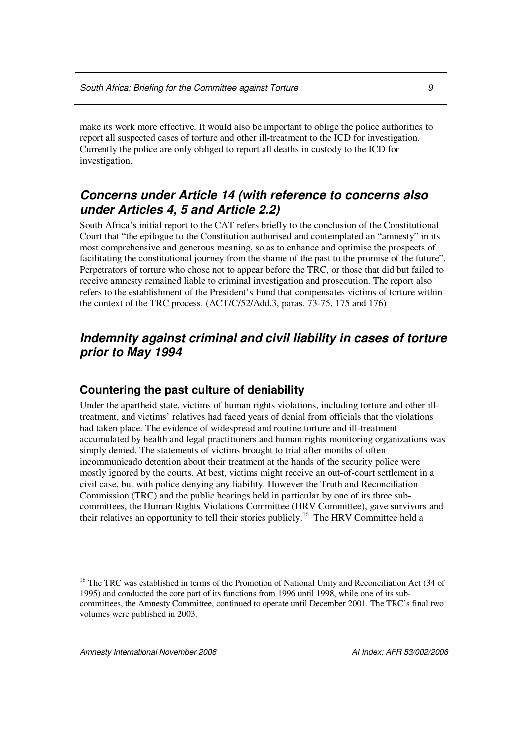make its work more effective. It would also be important to oblige the police authorities to report all suspected cases of torture and other ill-treatment to the ICD for investigation. Currently the police are only obliged to report all deaths in custody to the ICD for investigation.

## *Concerns under Article 14 (with reference to concerns also under Articles 4, 5 and Article 2.2)*

South Africa's initial report to the CAT refers briefly to the conclusion of the Constitutional Court that "the epilogue to the Constitution authorised and contemplated an "amnesty" in its most comprehensive and generous meaning, so as to enhance and optimise the prospects of facilitating the constitutional journey from the shame of the past to the promise of the future". Perpetrators of torture who chose not to appear before the TRC, or those that did but failed to receive amnesty remained liable to criminal investigation and prosecution. The report also refers to the establishment of the President's Fund that compensates victims of torture within the context of the TRC process. (ACT/C/52/Add.3, paras. 73-75, 175 and 176)

## *Indemnity against criminal and civil liability in cases of torture prior to May 1994*

### Countering the past culture of deniability

Under the apartheid state, victims of human rights violations, including torture and other ill-treatment, and victims' relatives had faced years of denial from officials that the violations had taken place. The evidence of widespread and routine torture and ill-treatment accumulated by health and legal practitioners and human rights monitoring organizations was simply denied. The statements of victims brought to trial after months of often incommunicado detention about their treatment at the hands of the security police were mostly ignored by the courts. At best, victims might receive an out-of-court settlement in a civil case, but with police denying any liability. However the Truth and Reconciliation Commission (TRC) and the public hearings held in particular by one of its three sub-committees, the Human Rights Violations Committee (HRV Committee), gave survivors and their relatives an opportunity to tell their stories publicly.[16] The HRV Committee held a

[16] The TRC was established in terms of the Promotion of National Unity and Reconciliation Act (34 of 1995) and conducted the core part of its functions from 1996 until 1998, while one of its sub-committees, the Amnesty Committee, continued to operate until December 2001. The TRC's final two volumes were published in 2003.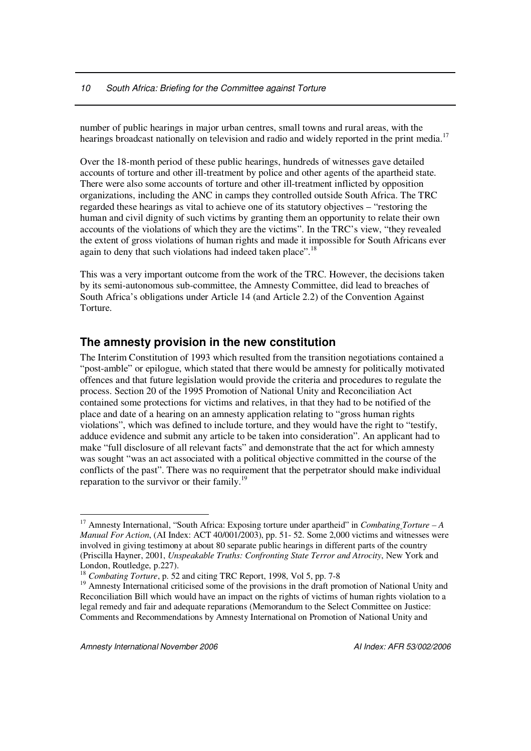number of public hearings in major urban centres, small towns and rural areas, with the hearings broadcast nationally on television and radio and widely reported in the print media.[17]

Over the 18-month period of these public hearings, hundreds of witnesses gave detailed accounts of torture and other ill-treatment by police and other agents of the apartheid state. There were also some accounts of torture and other ill-treatment inflicted by opposition organizations, including the ANC in camps they controlled outside South Africa. The TRC regarded these hearings as vital to achieve one of its statutory objectives – "restoring the human and civil dignity of such victims by granting them an opportunity to relate their own accounts of the violations of which they are the victims". In the TRC's view, "they revealed the extent of gross violations of human rights and made it impossible for South Africans ever again to deny that such violations had indeed taken place".[18]

This was a very important outcome from the work of the TRC. However, the decisions taken by its semi-autonomous sub-committee, the Amnesty Committee, did lead to breaches of South Africa's obligations under Article 14 (and Article 2.2) of the Convention Against Torture.

## The amnesty provision in the new constitution

The Interim Constitution of 1993 which resulted from the transition negotiations contained a "post-amble" or epilogue, which stated that there would be amnesty for politically motivated offences and that future legislation would provide the criteria and procedures to regulate the process. Section 20 of the 1995 Promotion of National Unity and Reconciliation Act contained some protections for victims and relatives, in that they had to be notified of the place and date of a hearing on an amnesty application relating to "gross human rights violations", which was defined to include torture, and they would have the right to "testify, adduce evidence and submit any article to be taken into consideration". An applicant had to make "full disclosure of all relevant facts" and demonstrate that the act for which amnesty was sought "was an act associated with a political objective committed in the course of the conflicts of the past". There was no requirement that the perpetrator should make individual reparation to the survivor or their family.[19]

---

[17] Amnesty International, "South Africa: Exposing torture under apartheid" in *Combating Torture – A Manual For Action*, (AI Index: ACT 40/001/2003), pp. 51- 52. Some 2,000 victims and witnesses were involved in giving testimony at about 80 separate public hearings in different parts of the country (Priscilla Hayner, 2001, *Unspeakable Truths: Confronting State Terror and Atrocity*, New York and London, Routledge, p.227).

[18] *Combating Torture*, p. 52 and citing TRC Report, 1998, Vol 5, pp. 7-8

[19] Amnesty International criticised some of the provisions in the draft promotion of National Unity and Reconciliation Bill which would have an impact on the rights of victims of human rights violation to a legal remedy and fair and adequate reparations (Memorandum to the Select Committee on Justice: Comments and Recommendations by Amnesty International on Promotion of National Unity and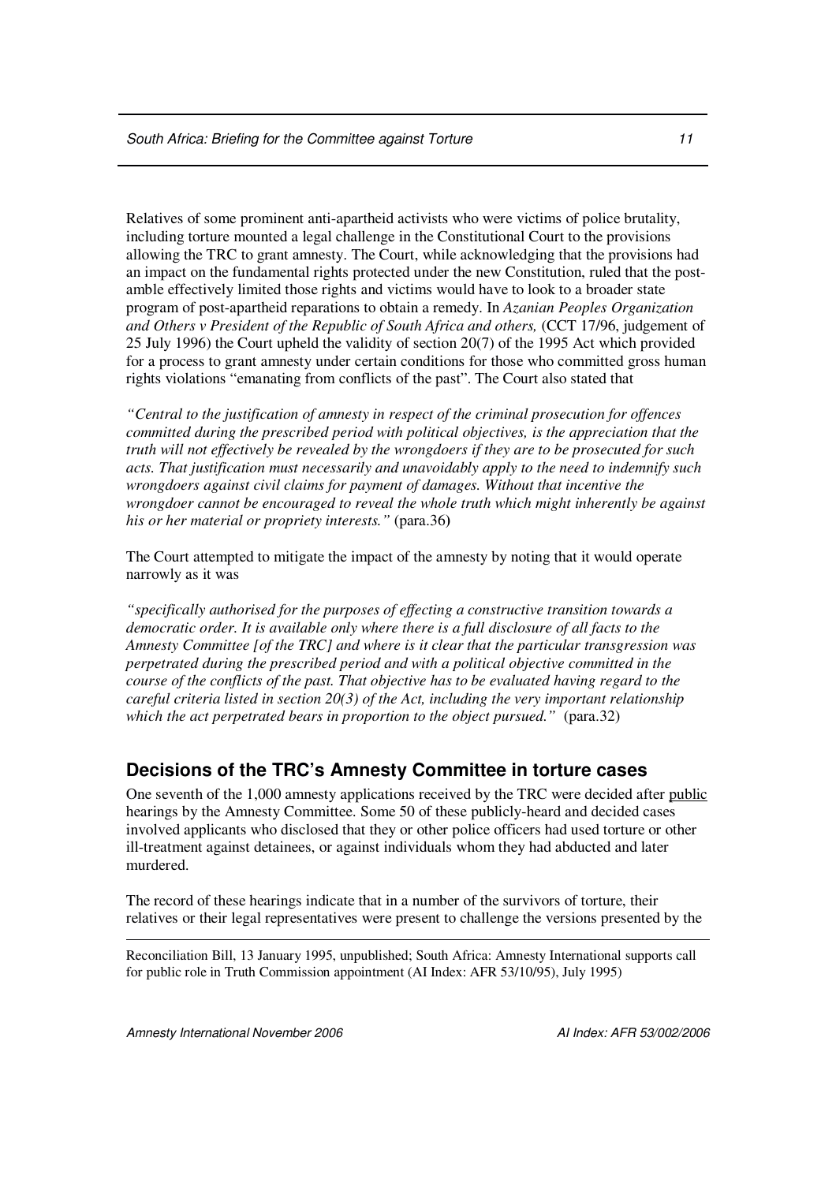Relatives of some prominent anti-apartheid activists who were victims of police brutality, including torture mounted a legal challenge in the Constitutional Court to the provisions allowing the TRC to grant amnesty. The Court, while acknowledging that the provisions had an impact on the fundamental rights protected under the new Constitution, ruled that the post-amble effectively limited those rights and victims would have to look to a broader state program of post-apartheid reparations to obtain a remedy. In *Azanian Peoples Organization and Others v President of the Republic of South Africa and others,* (CCT 17/96, judgement of 25 July 1996) the Court upheld the validity of section 20(7) of the 1995 Act which provided for a process to grant amnesty under certain conditions for those who committed gross human rights violations "emanating from conflicts of the past". The Court also stated that

*"Central to the justification of amnesty in respect of the criminal prosecution for offences committed during the prescribed period with political objectives, is the appreciation that the truth will not effectively be revealed by the wrongdoers if they are to be prosecuted for such acts. That justification must necessarily and unavoidably apply to the need to indemnify such wrongdoers against civil claims for payment of damages. Without that incentive the wrongdoer cannot be encouraged to reveal the whole truth which might inherently be against his or her material or propriety interests."* (para.36)

The Court attempted to mitigate the impact of the amnesty by noting that it would operate narrowly as it was

*"specifically authorised for the purposes of effecting a constructive transition towards a democratic order. It is available only where there is a full disclosure of all facts to the Amnesty Committee [of the TRC] and where is it clear that the particular transgression was perpetrated during the prescribed period and with a political objective committed in the course of the conflicts of the past. That objective has to be evaluated having regard to the careful criteria listed in section 20(3) of the Act, including the very important relationship which the act perpetrated bears in proportion to the object pursued."* (para.32)

## Decisions of the TRC's Amnesty Committee in torture cases

One seventh of the 1,000 amnesty applications received by the TRC were decided after public hearings by the Amnesty Committee. Some 50 of these publicly-heard and decided cases involved applicants who disclosed that they or other police officers had used torture or other ill-treatment against detainees, or against individuals whom they had abducted and later murdered.

The record of these hearings indicate that in a number of the survivors of torture, their relatives or their legal representatives were present to challenge the versions presented by the

Reconciliation Bill, 13 January 1995, unpublished; South Africa: Amnesty International supports call for public role in Truth Commission appointment (AI Index: AFR 53/10/95), July 1995)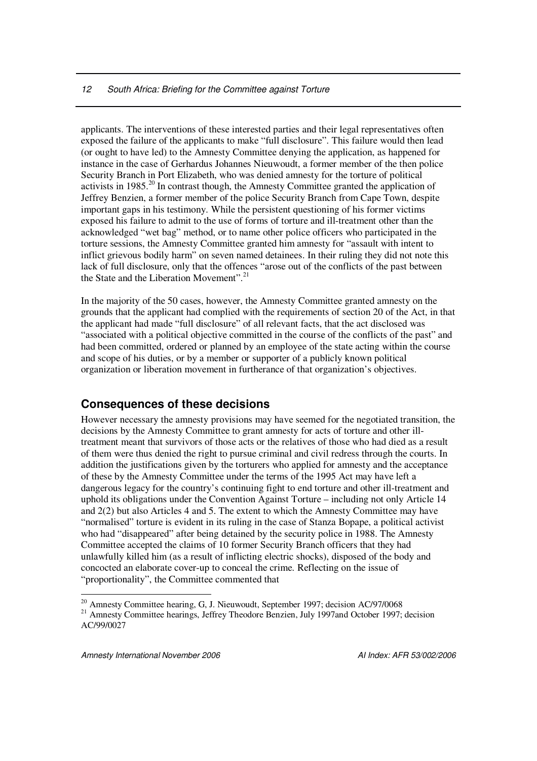applicants. The interventions of these interested parties and their legal representatives often exposed the failure of the applicants to make "full disclosure". This failure would then lead (or ought to have led) to the Amnesty Committee denying the application, as happened for instance in the case of Gerhardus Johannes Nieuwoudt, a former member of the then police Security Branch in Port Elizabeth, who was denied amnesty for the torture of political activists in 1985.[20] In contrast though, the Amnesty Committee granted the application of Jeffrey Benzien, a former member of the police Security Branch from Cape Town, despite important gaps in his testimony. While the persistent questioning of his former victims exposed his failure to admit to the use of forms of torture and ill-treatment other than the acknowledged "wet bag" method, or to name other police officers who participated in the torture sessions, the Amnesty Committee granted him amnesty for "assault with intent to inflict grievous bodily harm" on seven named detainees. In their ruling they did not note this lack of full disclosure, only that the offences "arose out of the conflicts of the past between the State and the Liberation Movement".[21]

In the majority of the 50 cases, however, the Amnesty Committee granted amnesty on the grounds that the applicant had complied with the requirements of section 20 of the Act, in that the applicant had made "full disclosure" of all relevant facts, that the act disclosed was "associated with a political objective committed in the course of the conflicts of the past" and had been committed, ordered or planned by an employee of the state acting within the course and scope of his duties, or by a member or supporter of a publicly known political organization or liberation movement in furtherance of that organization's objectives.

## Consequences of these decisions

However necessary the amnesty provisions may have seemed for the negotiated transition, the decisions by the Amnesty Committee to grant amnesty for acts of torture and other ill-treatment meant that survivors of those acts or the relatives of those who had died as a result of them were thus denied the right to pursue criminal and civil redress through the courts. In addition the justifications given by the torturers who applied for amnesty and the acceptance of these by the Amnesty Committee under the terms of the 1995 Act may have left a dangerous legacy for the country's continuing fight to end torture and other ill-treatment and uphold its obligations under the Convention Against Torture – including not only Article 14 and 2(2) but also Articles 4 and 5. The extent to which the Amnesty Committee may have "normalised" torture is evident in its ruling in the case of Stanza Bopape, a political activist who had "disappeared" after being detained by the security police in 1988. The Amnesty Committee accepted the claims of 10 former Security Branch officers that they had unlawfully killed him (as a result of inflicting electric shocks), disposed of the body and concocted an elaborate cover-up to conceal the crime. Reflecting on the issue of "proportionality", the Committee commented that

---

[20] Amnesty Committee hearing, G, J. Nieuwoudt, September 1997; decision AC/97/0068

[21] Amnesty Committee hearings, Jeffrey Theodore Benzien, July 1997and October 1997; decision AC/99/0027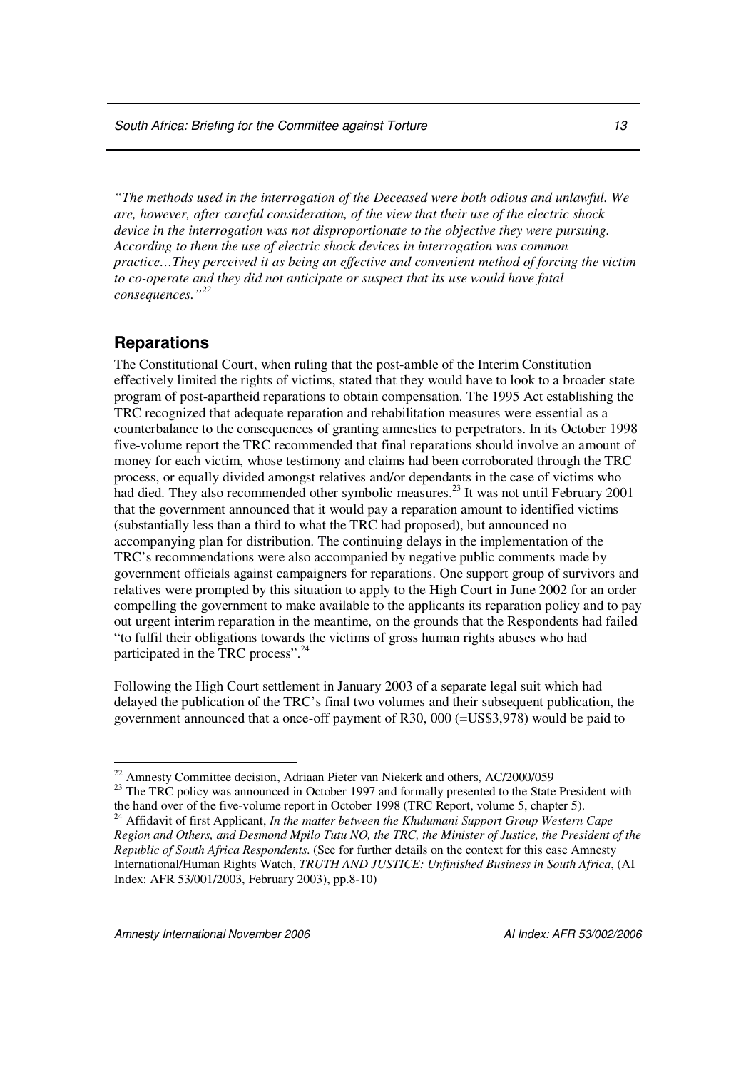*"The methods used in the interrogation of the Deceased were both odious and unlawful. We are, however, after careful consideration, of the view that their use of the electric shock device in the interrogation was not disproportionate to the objective they were pursuing. According to them the use of electric shock devices in interrogation was common practice…They perceived it as being an effective and convenient method of forcing the victim to co-operate and they did not anticipate or suspect that its use would have fatal consequences."*[22]

## Reparations

The Constitutional Court, when ruling that the post-amble of the Interim Constitution effectively limited the rights of victims, stated that they would have to look to a broader state program of post-apartheid reparations to obtain compensation. The 1995 Act establishing the TRC recognized that adequate reparation and rehabilitation measures were essential as a counterbalance to the consequences of granting amnesties to perpetrators. In its October 1998 five-volume report the TRC recommended that final reparations should involve an amount of money for each victim, whose testimony and claims had been corroborated through the TRC process, or equally divided amongst relatives and/or dependants in the case of victims who had died. They also recommended other symbolic measures.[23] It was not until February 2001 that the government announced that it would pay a reparation amount to identified victims (substantially less than a third to what the TRC had proposed), but announced no accompanying plan for distribution. The continuing delays in the implementation of the TRC's recommendations were also accompanied by negative public comments made by government officials against campaigners for reparations. One support group of survivors and relatives were prompted by this situation to apply to the High Court in June 2002 for an order compelling the government to make available to the applicants its reparation policy and to pay out urgent interim reparation in the meantime, on the grounds that the Respondents had failed "to fulfil their obligations towards the victims of gross human rights abuses who had participated in the TRC process".[24]

Following the High Court settlement in January 2003 of a separate legal suit which had delayed the publication of the TRC's final two volumes and their subsequent publication, the government announced that a once-off payment of R30, 000 (=US$3,978) would be paid to

---

[22] Amnesty Committee decision, Adriaan Pieter van Niekerk and others, AC/2000/059

[23] The TRC policy was announced in October 1997 and formally presented to the State President with the hand over of the five-volume report in October 1998 (TRC Report, volume 5, chapter 5).

[24] Affidavit of first Applicant, *In the matter between the Khulumani Support Group Western Cape Region and Others, and Desmond Mpilo Tutu NO, the TRC, the Minister of Justice, the President of the Republic of South Africa Respondents.* (See for further details on the context for this case Amnesty International/Human Rights Watch, *TRUTH AND JUSTICE: Unfinished Business in South Africa*, (AI Index: AFR 53/001/2003, February 2003), pp.8-10)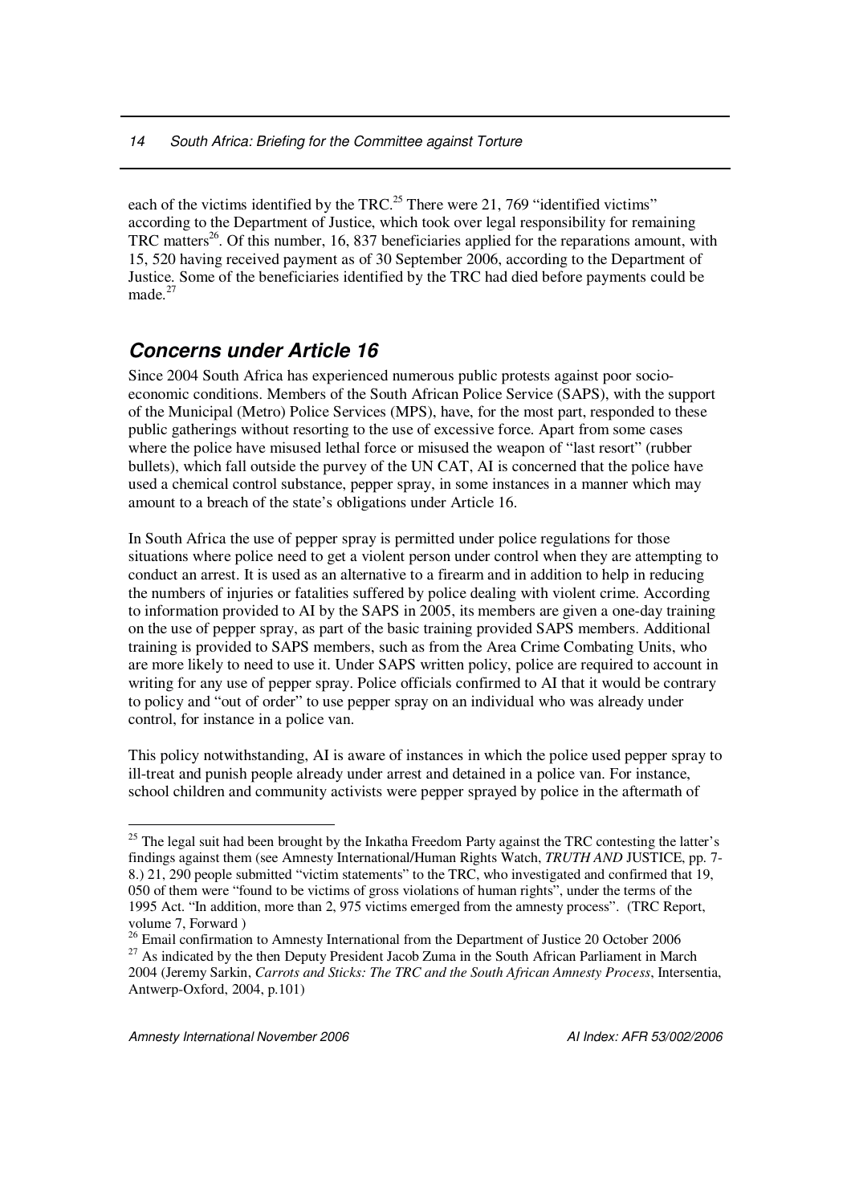each of the victims identified by the TRC.[25] There were 21, 769 "identified victims" according to the Department of Justice, which took over legal responsibility for remaining TRC matters[26]. Of this number, 16, 837 beneficiaries applied for the reparations amount, with 15, 520 having received payment as of 30 September 2006, according to the Department of Justice. Some of the beneficiaries identified by the TRC had died before payments could be made.[27]

## *Concerns under Article 16*

Since 2004 South Africa has experienced numerous public protests against poor socio-economic conditions. Members of the South African Police Service (SAPS), with the support of the Municipal (Metro) Police Services (MPS), have, for the most part, responded to these public gatherings without resorting to the use of excessive force. Apart from some cases where the police have misused lethal force or misused the weapon of "last resort" (rubber bullets), which fall outside the purvey of the UN CAT, AI is concerned that the police have used a chemical control substance, pepper spray, in some instances in a manner which may amount to a breach of the state's obligations under Article 16.

In South Africa the use of pepper spray is permitted under police regulations for those situations where police need to get a violent person under control when they are attempting to conduct an arrest. It is used as an alternative to a firearm and in addition to help in reducing the numbers of injuries or fatalities suffered by police dealing with violent crime. According to information provided to AI by the SAPS in 2005, its members are given a one-day training on the use of pepper spray, as part of the basic training provided SAPS members. Additional training is provided to SAPS members, such as from the Area Crime Combating Units, who are more likely to need to use it. Under SAPS written policy, police are required to account in writing for any use of pepper spray. Police officials confirmed to AI that it would be contrary to policy and "out of order" to use pepper spray on an individual who was already under control, for instance in a police van.

This policy notwithstanding, AI is aware of instances in which the police used pepper spray to ill-treat and punish people already under arrest and detained in a police van. For instance, school children and community activists were pepper sprayed by police in the aftermath of

---

[25] The legal suit had been brought by the Inkatha Freedom Party against the TRC contesting the latter's findings against them (see Amnesty International/Human Rights Watch, *TRUTH AND* JUSTICE, pp. 7-8.) 21, 290 people submitted "victim statements" to the TRC, who investigated and confirmed that 19, 050 of them were "found to be victims of gross violations of human rights", under the terms of the 1995 Act. "In addition, more than 2, 975 victims emerged from the amnesty process". (TRC Report, volume 7, Forward )

[26] Email confirmation to Amnesty International from the Department of Justice 20 October 2006

[27] As indicated by the then Deputy President Jacob Zuma in the South African Parliament in March 2004 (Jeremy Sarkin, *Carrots and Sticks: The TRC and the South African Amnesty Process*, Intersentia, Antwerp-Oxford, 2004, p.101)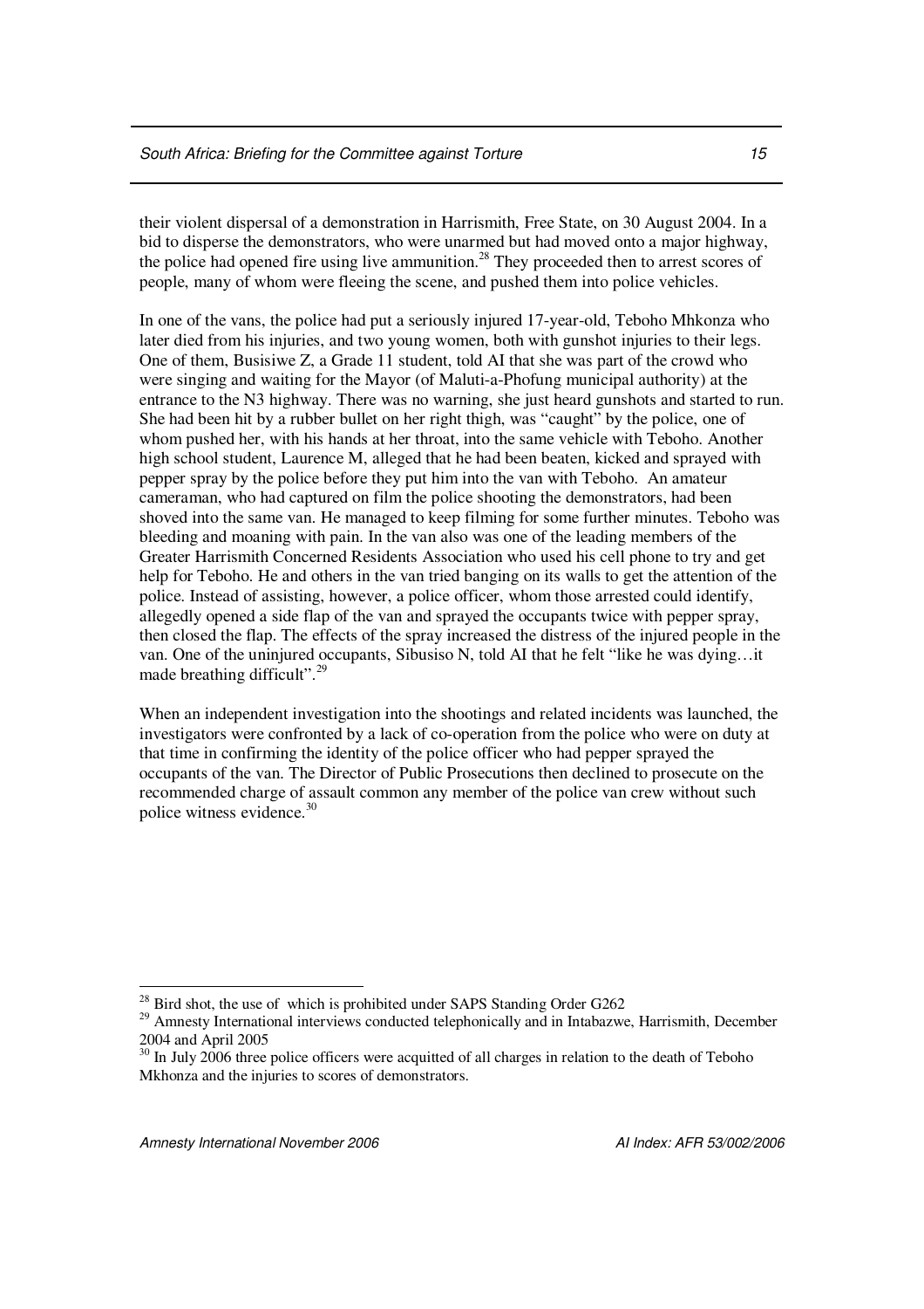their violent dispersal of a demonstration in Harrismith, Free State, on 30 August 2004. In a bid to disperse the demonstrators, who were unarmed but had moved onto a major highway, the police had opened fire using live ammunition.[28] They proceeded then to arrest scores of people, many of whom were fleeing the scene, and pushed them into police vehicles.

In one of the vans, the police had put a seriously injured 17-year-old, Teboho Mhkonza who later died from his injuries, and two young women, both with gunshot injuries to their legs. One of them, Busisiwe Z, a Grade 11 student, told AI that she was part of the crowd who were singing and waiting for the Mayor (of Maluti-a-Phofung municipal authority) at the entrance to the N3 highway. There was no warning, she just heard gunshots and started to run. She had been hit by a rubber bullet on her right thigh, was "caught" by the police, one of whom pushed her, with his hands at her throat, into the same vehicle with Teboho. Another high school student, Laurence M, alleged that he had been beaten, kicked and sprayed with pepper spray by the police before they put him into the van with Teboho. An amateur cameraman, who had captured on film the police shooting the demonstrators, had been shoved into the same van. He managed to keep filming for some further minutes. Teboho was bleeding and moaning with pain. In the van also was one of the leading members of the Greater Harrismith Concerned Residents Association who used his cell phone to try and get help for Teboho. He and others in the van tried banging on its walls to get the attention of the police. Instead of assisting, however, a police officer, whom those arrested could identify, allegedly opened a side flap of the van and sprayed the occupants twice with pepper spray, then closed the flap. The effects of the spray increased the distress of the injured people in the van. One of the uninjured occupants, Sibusiso N, told AI that he felt "like he was dying…it made breathing difficult".[29]

When an independent investigation into the shootings and related incidents was launched, the investigators were confronted by a lack of co-operation from the police who were on duty at that time in confirming the identity of the police officer who had pepper sprayed the occupants of the van. The Director of Public Prosecutions then declined to prosecute on the recommended charge of assault common any member of the police van crew without such police witness evidence.[30]

---

[28] Bird shot, the use of which is prohibited under SAPS Standing Order G262

[29] Amnesty International interviews conducted telephonically and in Intabazwe, Harrismith, December 2004 and April 2005

[30] In July 2006 three police officers were acquitted of all charges in relation to the death of Teboho Mkhonza and the injuries to scores of demonstrators.